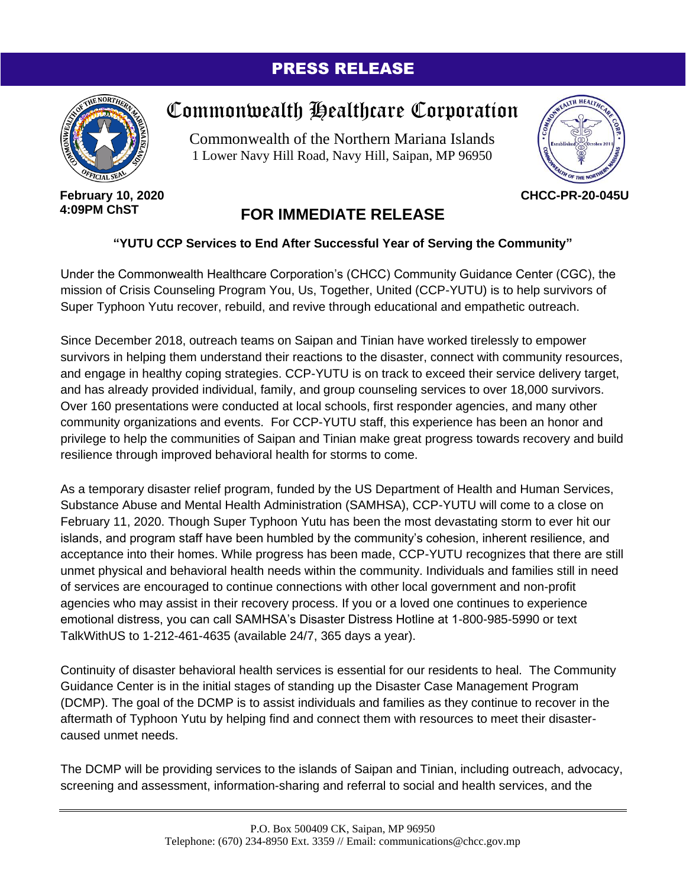# PRESS RELEASE

## Commonwealth Healthcare Corporation

Commonwealth of the Northern Mariana Islands
1 Lower Navy Hill Road, Navy Hill, Saipan, MP 96950

**February 10, 2020**
**4:09PM ChST**

**CHCC-PR-20-045U**

## FOR IMMEDIATE RELEASE

**"YUTU CCP Services to End After Successful Year of Serving the Community"**

Under the Commonwealth Healthcare Corporation's (CHCC) Community Guidance Center (CGC), the mission of Crisis Counseling Program You, Us, Together, United (CCP-YUTU) is to help survivors of Super Typhoon Yutu recover, rebuild, and revive through educational and empathetic outreach.

Since December 2018, outreach teams on Saipan and Tinian have worked tirelessly to empower survivors in helping them understand their reactions to the disaster, connect with community resources, and engage in healthy coping strategies. CCP-YUTU is on track to exceed their service delivery target, and has already provided individual, family, and group counseling services to over 18,000 survivors. Over 160 presentations were conducted at local schools, first responder agencies, and many other community organizations and events. For CCP-YUTU staff, this experience has been an honor and privilege to help the communities of Saipan and Tinian make great progress towards recovery and build resilience through improved behavioral health for storms to come.

As a temporary disaster relief program, funded by the US Department of Health and Human Services, Substance Abuse and Mental Health Administration (SAMHSA), CCP-YUTU will come to a close on February 11, 2020. Though Super Typhoon Yutu has been the most devastating storm to ever hit our islands, and program staff have been humbled by the community's cohesion, inherent resilience, and acceptance into their homes. While progress has been made, CCP-YUTU recognizes that there are still unmet physical and behavioral health needs within the community. Individuals and families still in need of services are encouraged to continue connections with other local government and non-profit agencies who may assist in their recovery process. If you or a loved one continues to experience emotional distress, you can call SAMHSA's Disaster Distress Hotline at 1-800-985-5990 or text TalkWithUS to 1-212-461-4635 (available 24/7, 365 days a year).

Continuity of disaster behavioral health services is essential for our residents to heal. The Community Guidance Center is in the initial stages of standing up the Disaster Case Management Program (DCMP). The goal of the DCMP is to assist individuals and families as they continue to recover in the aftermath of Typhoon Yutu by helping find and connect them with resources to meet their disaster-caused unmet needs.

The DCMP will be providing services to the islands of Saipan and Tinian, including outreach, advocacy, screening and assessment, information-sharing and referral to social and health services, and the

P.O. Box 500409 CK, Saipan, MP 96950
Telephone: (670) 234-8950 Ext. 3359 // Email: communications@chcc.gov.mp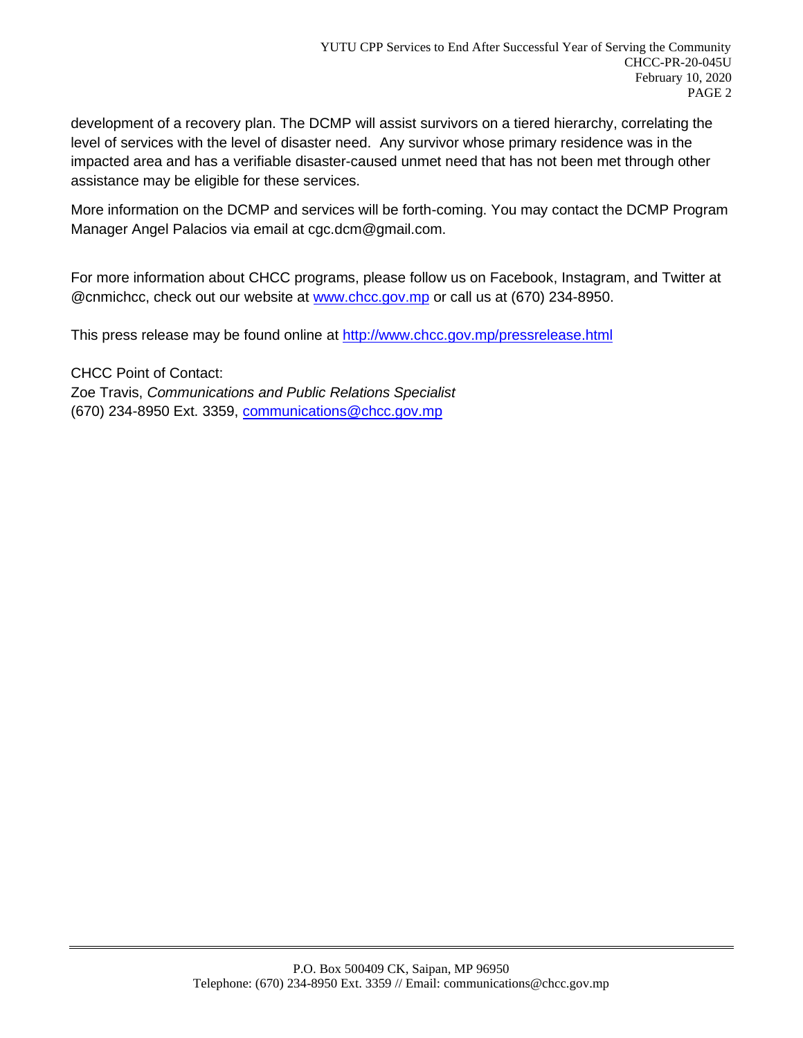development of a recovery plan. The DCMP will assist survivors on a tiered hierarchy, correlating the level of services with the level of disaster need. Any survivor whose primary residence was in the impacted area and has a verifiable disaster-caused unmet need that has not been met through other assistance may be eligible for these services.

More information on the DCMP and services will be forth-coming. You may contact the DCMP Program Manager Angel Palacios via email at cgc.dcm@gmail.com.

For more information about CHCC programs, please follow us on Facebook, Instagram, and Twitter at @cnmichcc, check out our website at www.chcc.gov.mp or call us at (670) 234-8950.

This press release may be found online at http://www.chcc.gov.mp/pressrelease.html

CHCC Point of Contact:
Zoe Travis, *Communications and Public Relations Specialist*
(670) 234-8950 Ext. 3359, communications@chcc.gov.mp